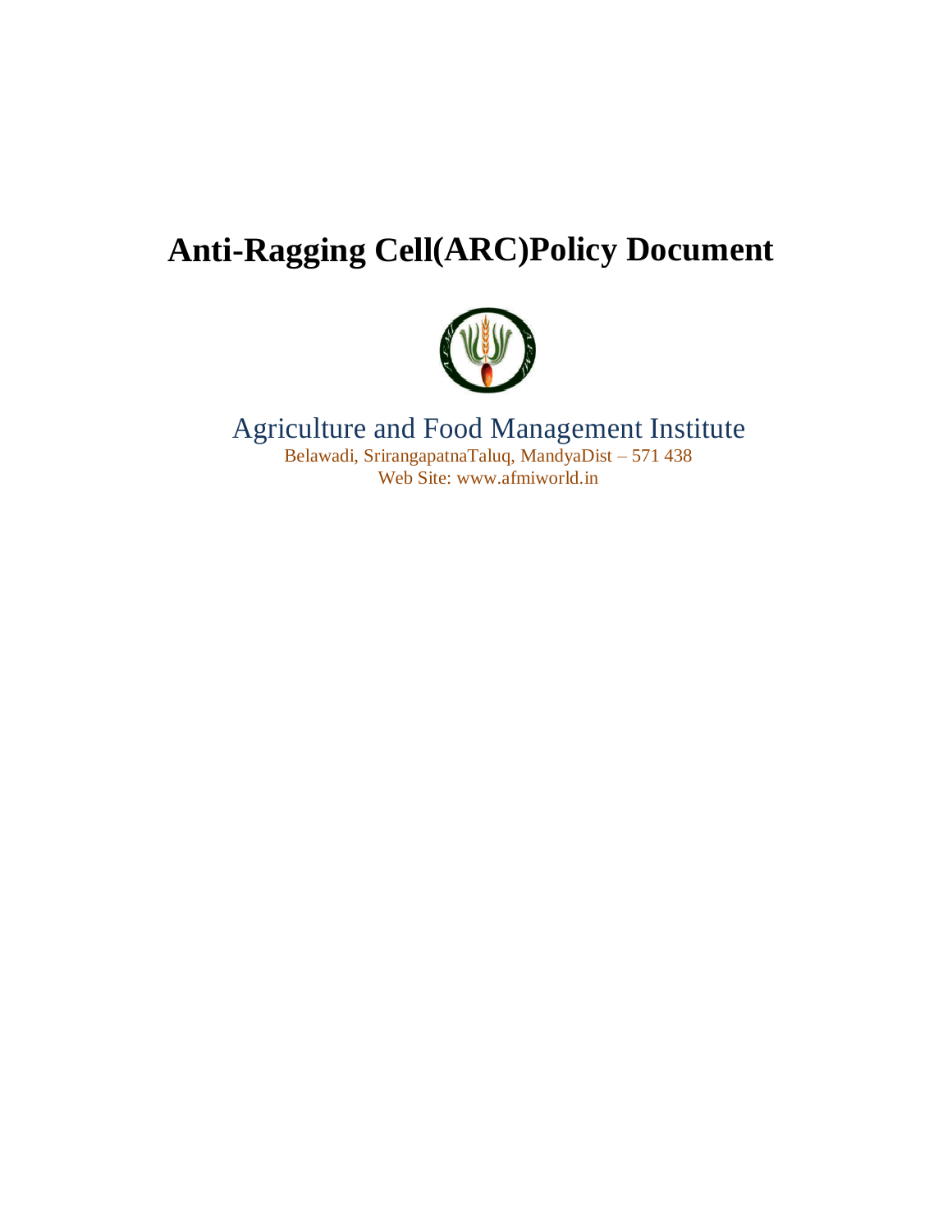# Anti-Ragging Cell(ARC)Policy Document

Agriculture and Food Management Institute

Belawadi, SrirangapatnaTaluq, MandyaDist – 571 438

Web Site: www.afmiworld.in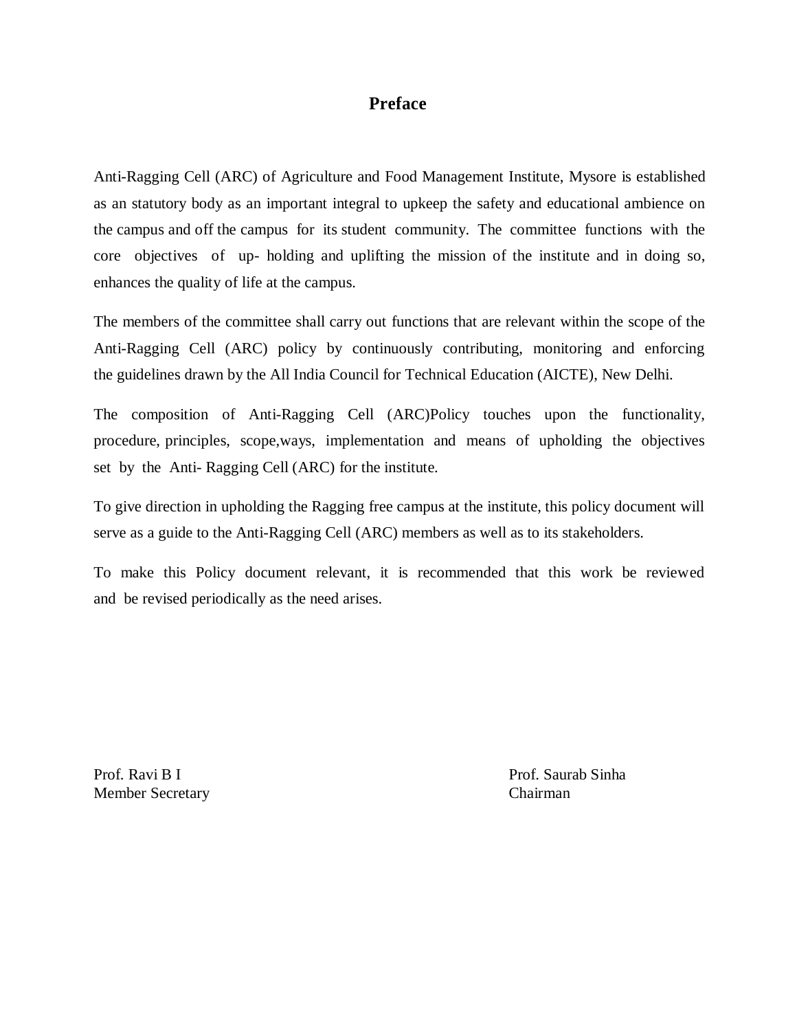# Preface

Anti-Ragging Cell (ARC) of Agriculture and Food Management Institute, Mysore is established as an statutory body as an important integral to upkeep the safety and educational ambience on the campus and off the campus for its student community. The committee functions with the core objectives of up- holding and uplifting the mission of the institute and in doing so, enhances the quality of life at the campus.

The members of the committee shall carry out functions that are relevant within the scope of the Anti-Ragging Cell (ARC) policy by continuously contributing, monitoring and enforcing the guidelines drawn by the All India Council for Technical Education (AICTE), New Delhi.

The composition of Anti-Ragging Cell (ARC)Policy touches upon the functionality, procedure, principles, scope,ways, implementation and means of upholding the objectives set by the Anti- Ragging Cell (ARC) for the institute.

To give direction in upholding the Ragging free campus at the institute, this policy document will serve as a guide to the Anti-Ragging Cell (ARC) members as well as to its stakeholders.

To make this Policy document relevant, it is recommended that this work be reviewed and be revised periodically as the need arises.

Prof. Ravi B I
Member Secretary

Prof. Saurab Sinha
Chairman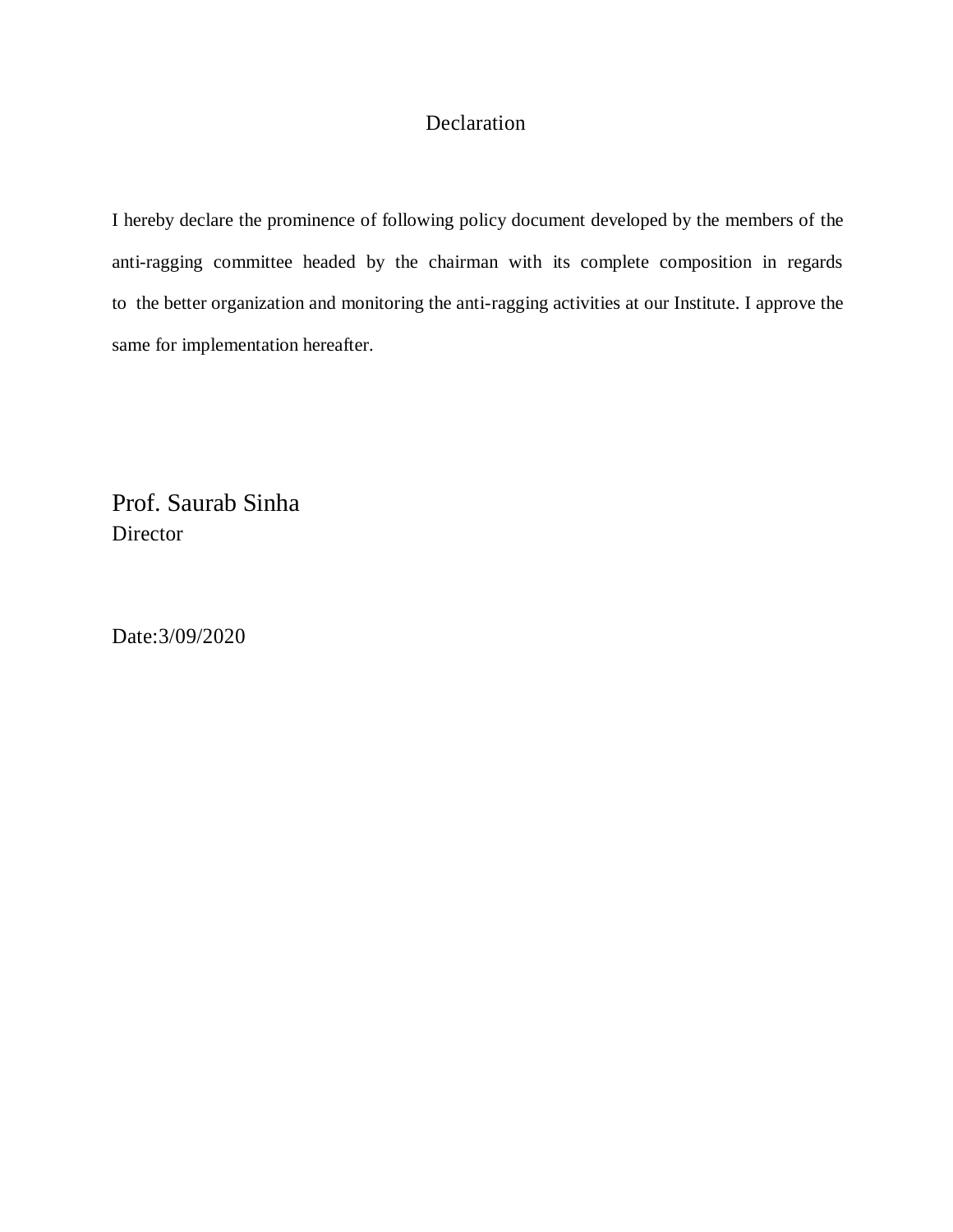# Declaration

I hereby declare the prominence of following policy document developed by the members of the anti-ragging committee headed by the chairman with its complete composition in regards to the better organization and monitoring the anti-ragging activities at our Institute. I approve the same for implementation hereafter.

Prof. Saurab Sinha
Director

Date:3/09/2020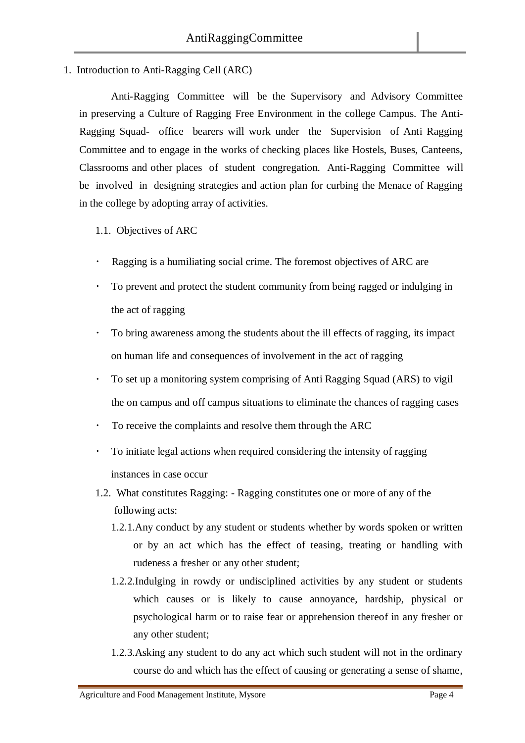## 1. Introduction to Anti-Ragging Cell (ARC)

Anti-Ragging Committee will be the Supervisory and Advisory Committee in preserving a Culture of Ragging Free Environment in the college Campus. The Anti-Ragging Squad- office bearers will work under the Supervision of Anti Ragging Committee and to engage in the works of checking places like Hostels, Buses, Canteens, Classrooms and other places of student congregation. Anti-Ragging Committee will be involved in designing strategies and action plan for curbing the Menace of Ragging in the college by adopting array of activities.

### 1.1. Objectives of ARC

- Ragging is a humiliating social crime. The foremost objectives of ARC are
- To prevent and protect the student community from being ragged or indulging in the act of ragging
- To bring awareness among the students about the ill effects of ragging, its impact on human life and consequences of involvement in the act of ragging
- To set up a monitoring system comprising of Anti Ragging Squad (ARS) to vigil the on campus and off campus situations to eliminate the chances of ragging cases
- To receive the complaints and resolve them through the ARC
- To initiate legal actions when required considering the intensity of ragging instances in case occur

### 1.2. What constitutes Ragging: - Ragging constitutes one or more of any of the following acts:

1.2.1. Any conduct by any student or students whether by words spoken or written or by an act which has the effect of teasing, treating or handling with rudeness a fresher or any other student;

1.2.2. Indulging in rowdy or undisciplined activities by any student or students which causes or is likely to cause annoyance, hardship, physical or psychological harm or to raise fear or apprehension thereof in any fresher or any other student;

1.2.3. Asking any student to do any act which such student will not in the ordinary course do and which has the effect of causing or generating a sense of shame,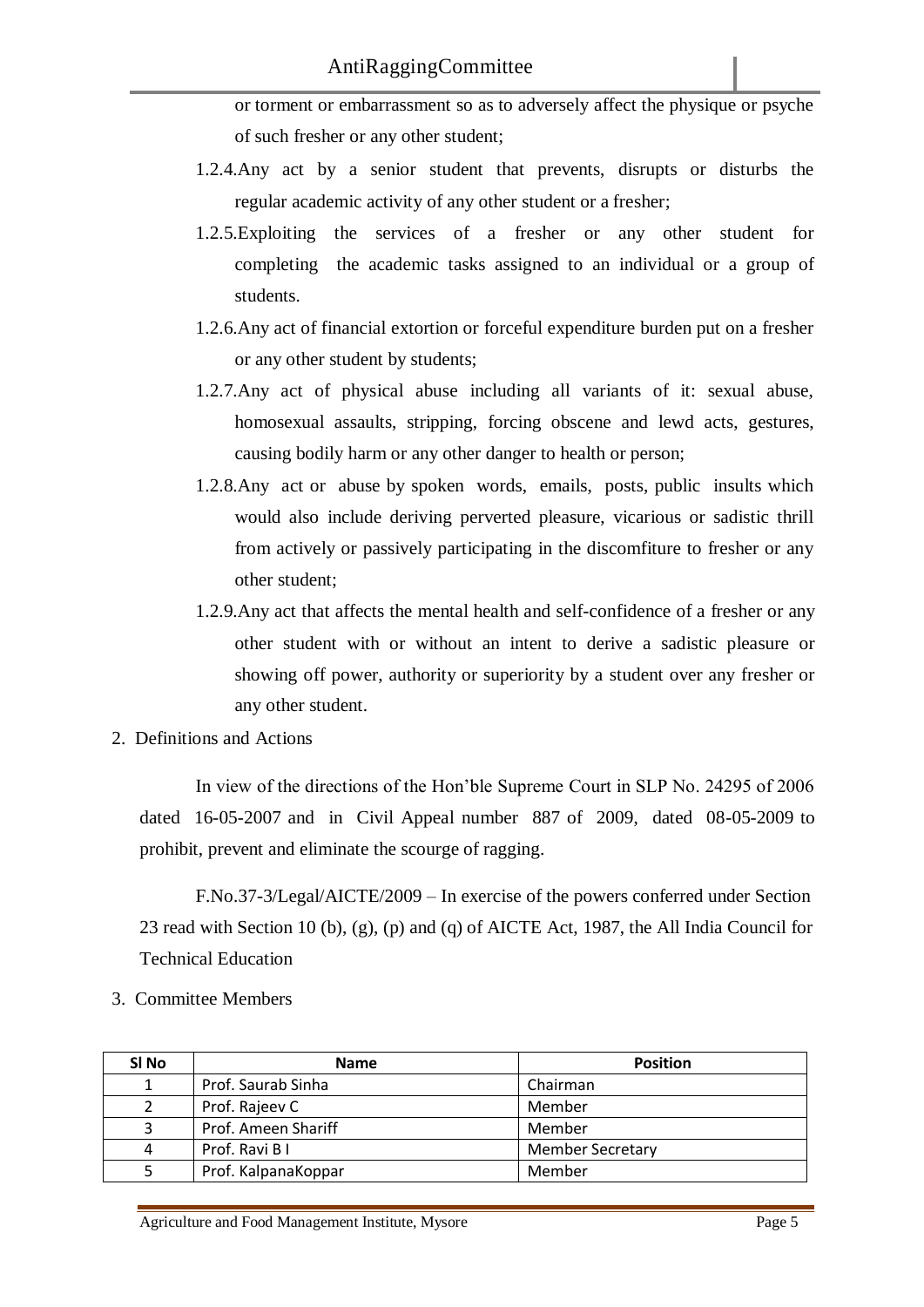or torment or embarrassment so as to adversely affect the physique or psyche of such fresher or any other student;

1.2.4. Any act by a senior student that prevents, disrupts or disturbs the regular academic activity of any other student or a fresher;

1.2.5. Exploiting the services of a fresher or any other student for completing the academic tasks assigned to an individual or a group of students.

1.2.6. Any act of financial extortion or forceful expenditure burden put on a fresher or any other student by students;

1.2.7. Any act of physical abuse including all variants of it: sexual abuse, homosexual assaults, stripping, forcing obscene and lewd acts, gestures, causing bodily harm or any other danger to health or person;

1.2.8. Any act or abuse by spoken words, emails, posts, public insults which would also include deriving perverted pleasure, vicarious or sadistic thrill from actively or passively participating in the discomfiture to fresher or any other student;

1.2.9. Any act that affects the mental health and self-confidence of a fresher or any other student with or without an intent to derive a sadistic pleasure or showing off power, authority or superiority by a student over any fresher or any other student.

2. Definitions and Actions

In view of the directions of the Hon'ble Supreme Court in SLP No. 24295 of 2006 dated 16-05-2007 and in Civil Appeal number 887 of 2009, dated 08-05-2009 to prohibit, prevent and eliminate the scourge of ragging.

F.No.37-3/Legal/AICTE/2009 – In exercise of the powers conferred under Section 23 read with Section 10 (b), (g), (p) and (q) of AICTE Act, 1987, the All India Council for Technical Education

3. Committee Members

| Sl No | Name | Position |
|---|---|---|
| 1 | Prof. Saurab Sinha | Chairman |
| 2 | Prof. Rajeev C | Member |
| 3 | Prof. Ameen Shariff | Member |
| 4 | Prof. Ravi B I | Member Secretary |
| 5 | Prof. KalpanaKoppar | Member |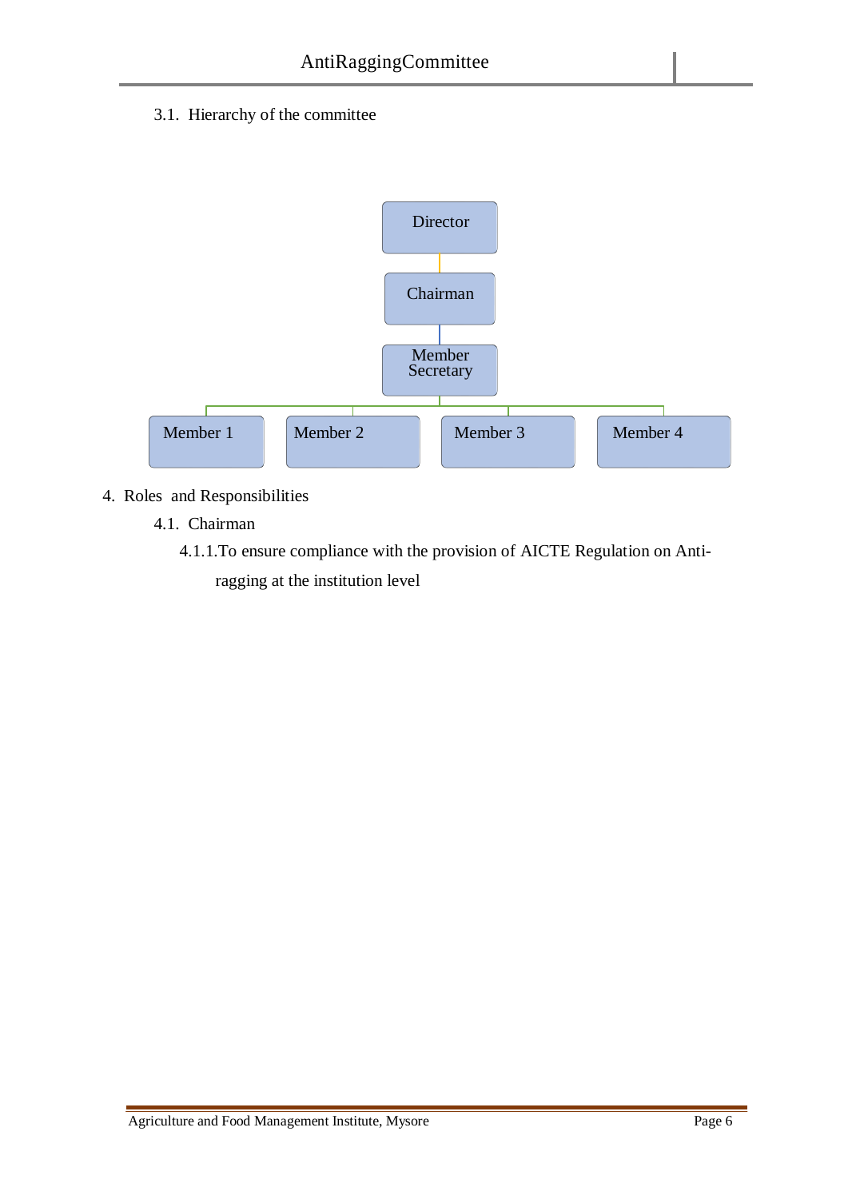3.1. Hierarchy of the committee

Director

Chairman

Member Secretary

Member 1

Member 2

Member 3

Member 4

4. Roles and Responsibilities

4.1. Chairman

4.1.1. To ensure compliance with the provision of AICTE Regulation on Anti-ragging at the institution level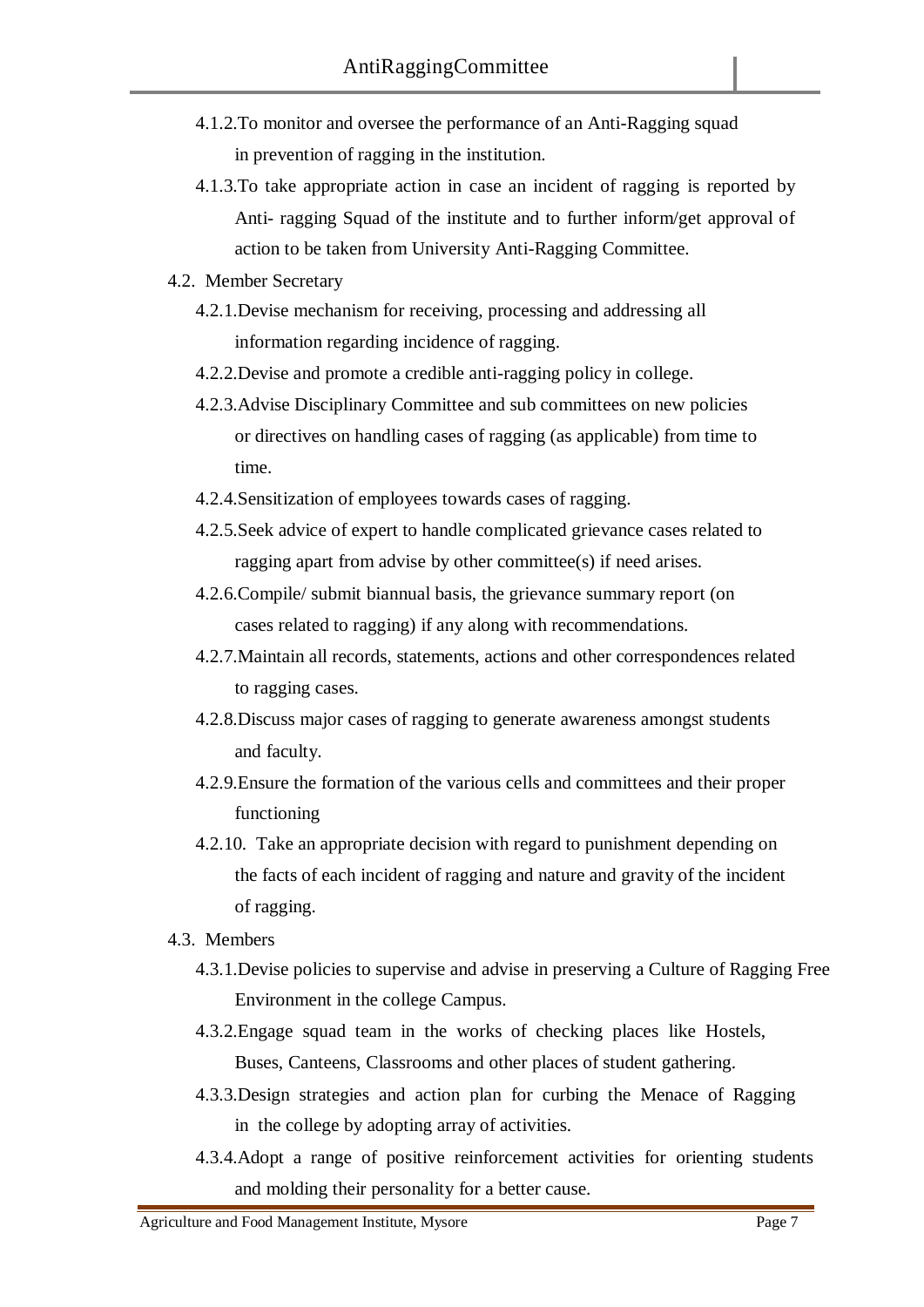- 4.1.2. To monitor and oversee the performance of an Anti-Ragging squad in prevention of ragging in the institution.
- 4.1.3. To take appropriate action in case an incident of ragging is reported by Anti- ragging Squad of the institute and to further inform/get approval of action to be taken from University Anti-Ragging Committee.

4.2. Member Secretary

- 4.2.1. Devise mechanism for receiving, processing and addressing all information regarding incidence of ragging.
- 4.2.2. Devise and promote a credible anti-ragging policy in college.
- 4.2.3. Advise Disciplinary Committee and sub committees on new policies or directives on handling cases of ragging (as applicable) from time to time.
- 4.2.4. Sensitization of employees towards cases of ragging.
- 4.2.5. Seek advice of expert to handle complicated grievance cases related to ragging apart from advise by other committee(s) if need arises.
- 4.2.6. Compile/ submit biannual basis, the grievance summary report (on cases related to ragging) if any along with recommendations.
- 4.2.7. Maintain all records, statements, actions and other correspondences related to ragging cases.
- 4.2.8. Discuss major cases of ragging to generate awareness amongst students and faculty.
- 4.2.9. Ensure the formation of the various cells and committees and their proper functioning
- 4.2.10. Take an appropriate decision with regard to punishment depending on the facts of each incident of ragging and nature and gravity of the incident of ragging.

4.3. Members

- 4.3.1. Devise policies to supervise and advise in preserving a Culture of Ragging Free Environment in the college Campus.
- 4.3.2. Engage squad team in the works of checking places like Hostels, Buses, Canteens, Classrooms and other places of student gathering.
- 4.3.3. Design strategies and action plan for curbing the Menace of Ragging in the college by adopting array of activities.
- 4.3.4. Adopt a range of positive reinforcement activities for orienting students and molding their personality for a better cause.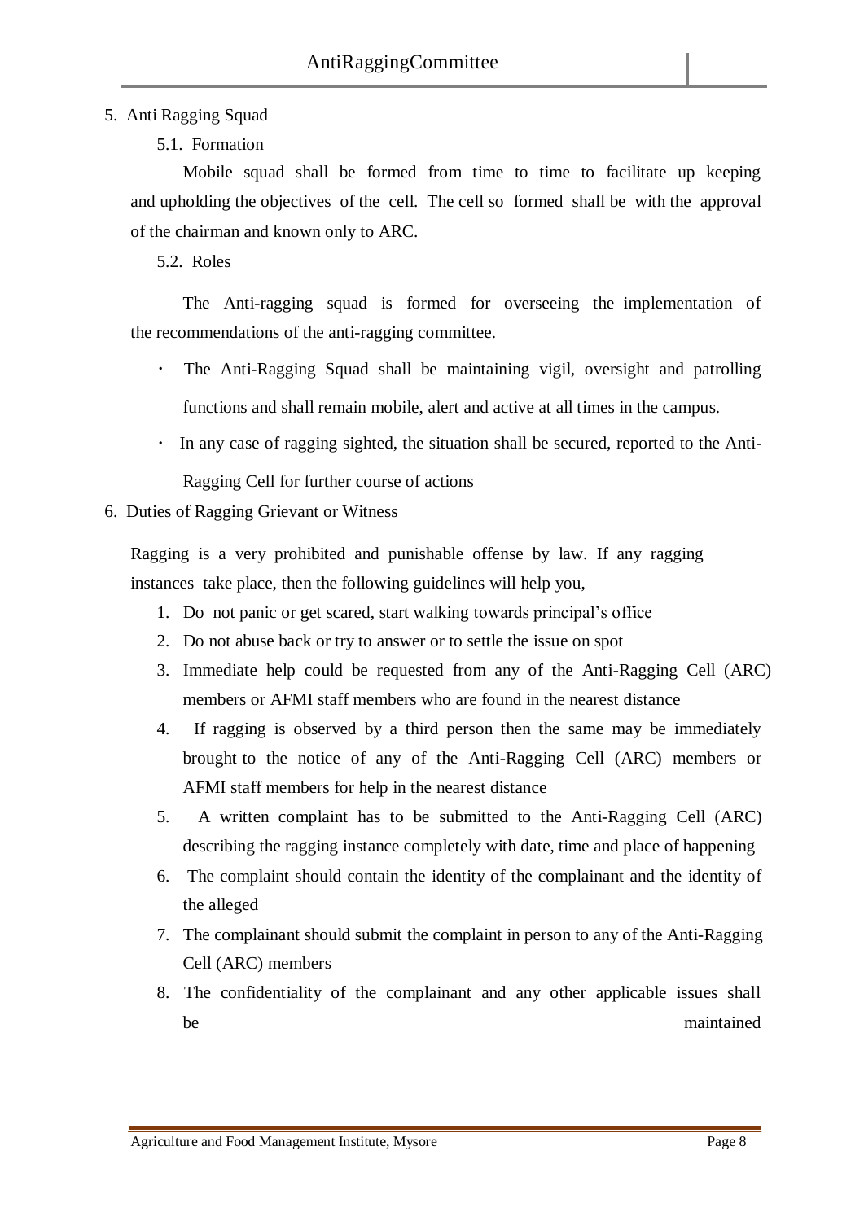5. Anti Ragging Squad

5.1. Formation

Mobile squad shall be formed from time to time to facilitate up keeping and upholding the objectives of the cell. The cell so formed shall be with the approval of the chairman and known only to ARC.

5.2. Roles

The Anti-ragging squad is formed for overseeing the implementation of the recommendations of the anti-ragging committee.

- The Anti-Ragging Squad shall be maintaining vigil, oversight and patrolling functions and shall remain mobile, alert and active at all times in the campus.
- In any case of ragging sighted, the situation shall be secured, reported to the Anti-Ragging Cell for further course of actions

6. Duties of Ragging Grievant or Witness

Ragging is a very prohibited and punishable offense by law. If any ragging instances take place, then the following guidelines will help you,

1. Do not panic or get scared, start walking towards principal's office
2. Do not abuse back or try to answer or to settle the issue on spot
3. Immediate help could be requested from any of the Anti-Ragging Cell (ARC) members or AFMI staff members who are found in the nearest distance
4. If ragging is observed by a third person then the same may be immediately brought to the notice of any of the Anti-Ragging Cell (ARC) members or AFMI staff members for help in the nearest distance
5. A written complaint has to be submitted to the Anti-Ragging Cell (ARC) describing the ragging instance completely with date, time and place of happening
6. The complaint should contain the identity of the complainant and the identity of the alleged
7. The complainant should submit the complaint in person to any of the Anti-Ragging Cell (ARC) members
8. The confidentiality of the complainant and any other applicable issues shall be maintained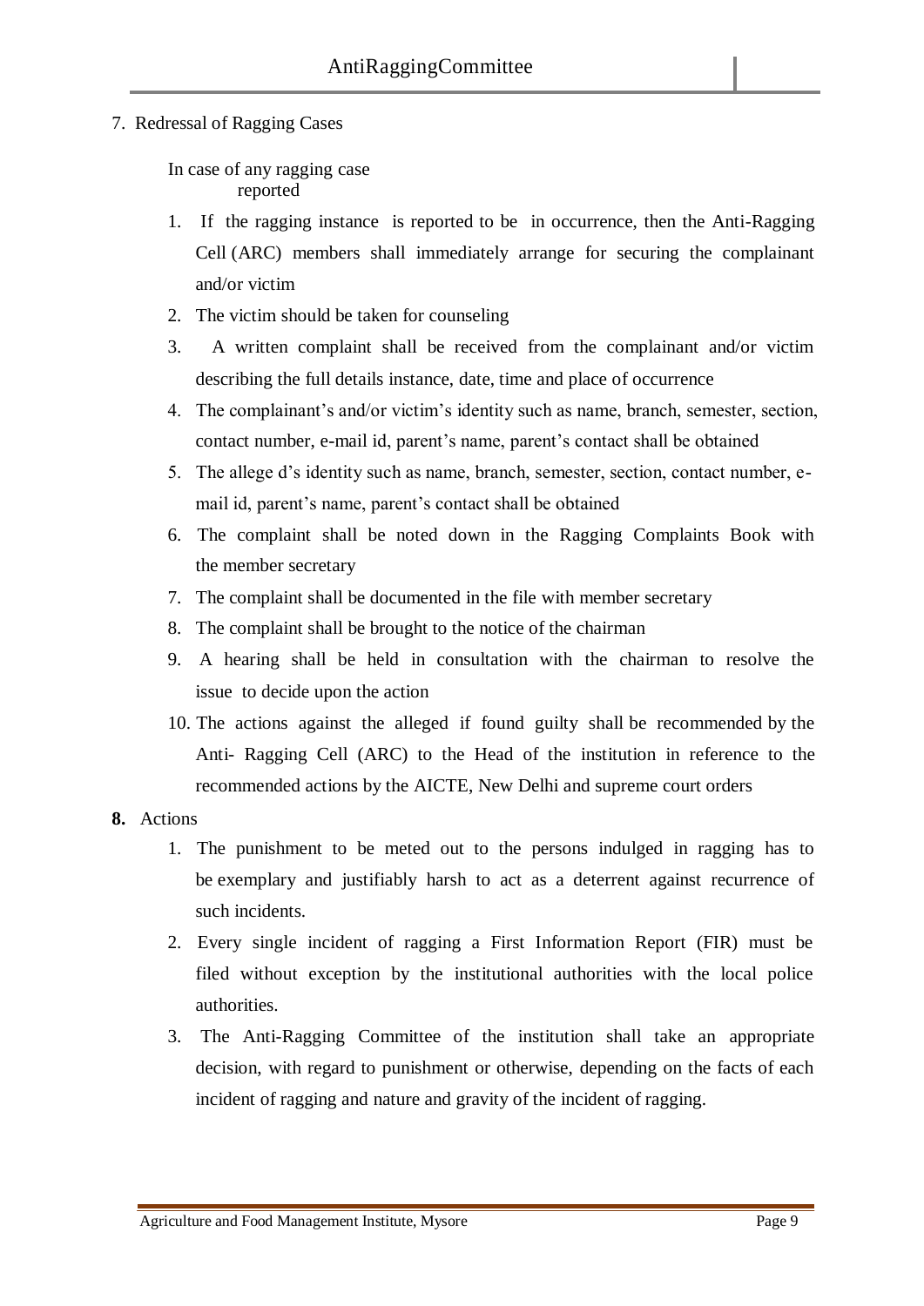7. Redressal of Ragging Cases

In case of any ragging case reported

1. If the ragging instance is reported to be in occurrence, then the Anti-Ragging Cell (ARC) members shall immediately arrange for securing the complainant and/or victim
2. The victim should be taken for counseling
3. A written complaint shall be received from the complainant and/or victim describing the full details instance, date, time and place of occurrence
4. The complainant's and/or victim's identity such as name, branch, semester, section, contact number, e-mail id, parent's name, parent's contact shall be obtained
5. The allege d's identity such as name, branch, semester, section, contact number, e-mail id, parent's name, parent's contact shall be obtained
6. The complaint shall be noted down in the Ragging Complaints Book with the member secretary
7. The complaint shall be documented in the file with member secretary
8. The complaint shall be brought to the notice of the chairman
9. A hearing shall be held in consultation with the chairman to resolve the issue to decide upon the action
10. The actions against the alleged if found guilty shall be recommended by the Anti- Ragging Cell (ARC) to the Head of the institution in reference to the recommended actions by the AICTE, New Delhi and supreme court orders

**8.** Actions

1. The punishment to be meted out to the persons indulged in ragging has to be exemplary and justifiably harsh to act as a deterrent against recurrence of such incidents.
2. Every single incident of ragging a First Information Report (FIR) must be filed without exception by the institutional authorities with the local police authorities.
3. The Anti-Ragging Committee of the institution shall take an appropriate decision, with regard to punishment or otherwise, depending on the facts of each incident of ragging and nature and gravity of the incident of ragging.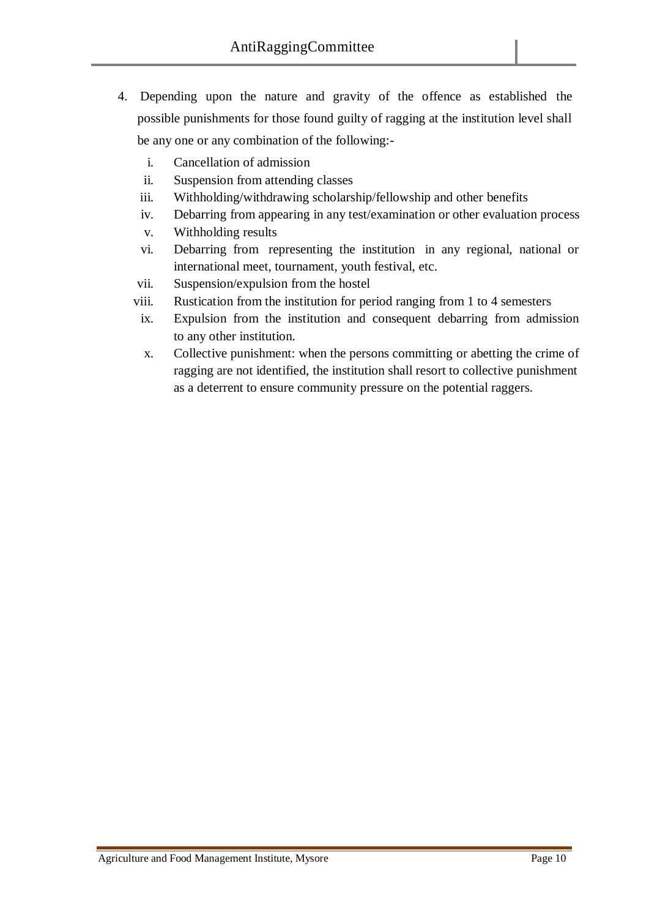4. Depending upon the nature and gravity of the offence as established the possible punishments for those found guilty of ragging at the institution level shall be any one or any combination of the following:-

    i. Cancellation of admission
    ii. Suspension from attending classes
    iii. Withholding/withdrawing scholarship/fellowship and other benefits
    iv. Debarring from appearing in any test/examination or other evaluation process
    v. Withholding results
    vi. Debarring from representing the institution in any regional, national or international meet, tournament, youth festival, etc.
    vii. Suspension/expulsion from the hostel
    viii. Rustication from the institution for period ranging from 1 to 4 semesters
    ix. Expulsion from the institution and consequent debarring from admission to any other institution.
    x. Collective punishment: when the persons committing or abetting the crime of ragging are not identified, the institution shall resort to collective punishment as a deterrent to ensure community pressure on the potential raggers.